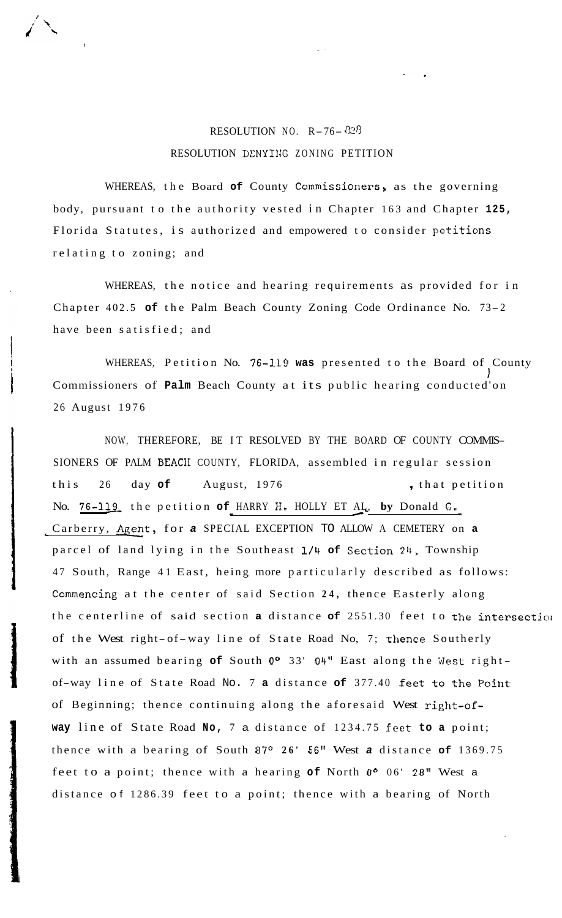RESOLUTION NO. R-76-828

RESOLUTION DENYING ZONING PETITION

WHEREAS, the Board of County Commissioners, as the governing body, pursuant to the authority vested in Chapter 163 and Chapter 125, Florida Statutes, is authorized and empowered to consider petitions relating to zoning; and

WHEREAS, the notice and hearing requirements as provided for in Chapter 402.5 of the Palm Beach County Zoning Code Ordinance No. 73-2 have been satisfied; and

WHEREAS, Petition No. 76-119 was presented to the Board of County Commissioners of Palm Beach County at its public hearing conducted on 26 August 1976

NOW, THEREFORE, BE IT RESOLVED BY THE BOARD OF COUNTY COMMISSIONERS OF PALM BEACH COUNTY, FLORIDA, assembled in regular session this 26 day of August, 1976, that petition No. 76-119 the petition of HARRY H. HOLLY ET AL, by Donald G. Carberry, Agent, for a SPECIAL EXCEPTION TO ALLOW A CEMETERY on a parcel of land lying in the Southeast 1/4 of Section 24, Township 47 South, Range 41 East, heing more particularly described as follows: Commencing at the center of said Section 24, thence Easterly along the centerline of said section a distance of 2551.30 feet to the intersection of the West right-of-way line of State Road No, 7; thence Southerly with an assumed bearing of South 0° 33' 04" East along the West right-of-way line of State Road No. 7 a distance of 377.40 feet to the Point of Beginning; thence continuing along the aforesaid West right-of-way line of State Road No, 7 a distance of 1234.75 feet to a point; thence with a bearing of South 87° 26' 56" West a distance of 1369.75 feet to a point; thence with a hearing of North 0° 06' 28" West a distance of 1286.39 feet to a point; thence with a bearing of North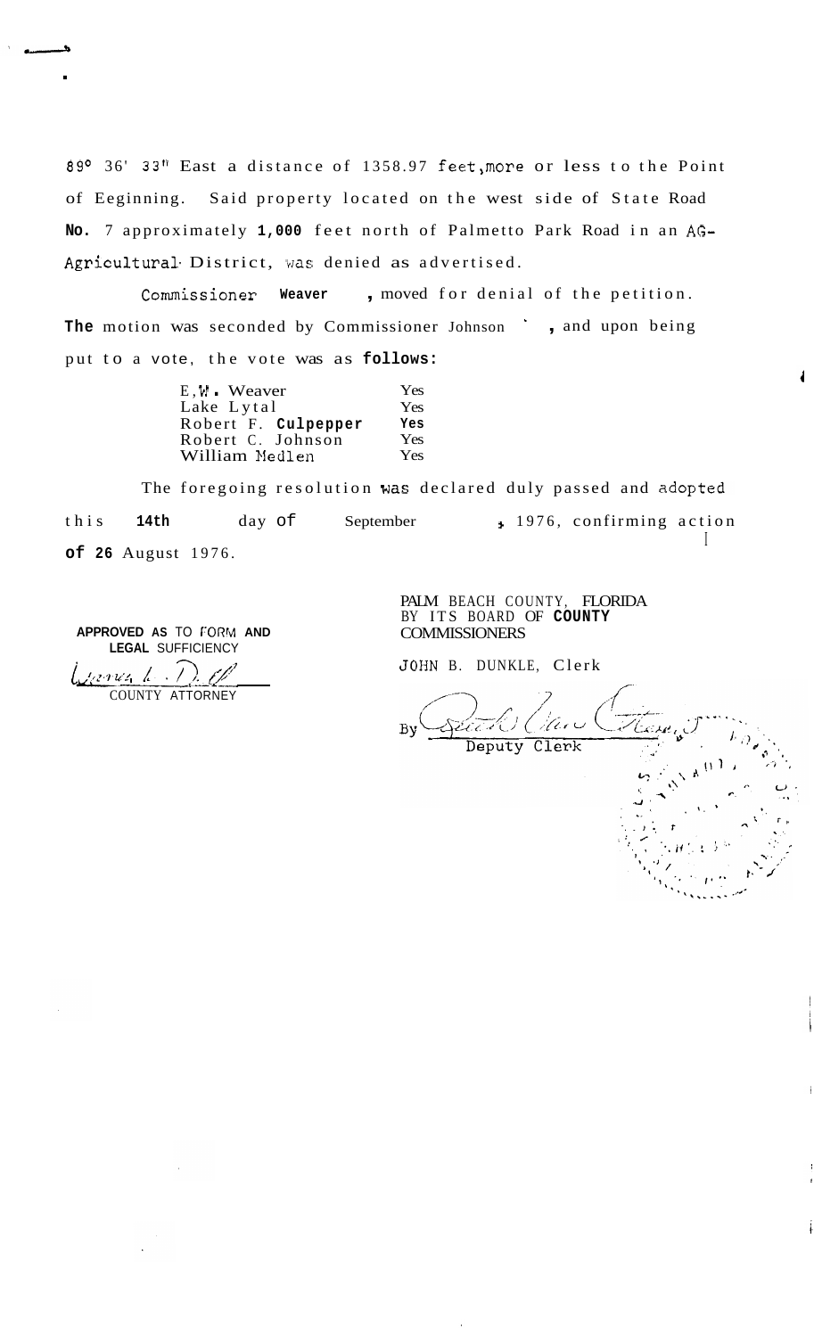89° 36' 33" East a distance of 1358.97 feet, more or less to the Point of Eeginning. Said property located on the west side of State Road No. 7 approximately 1,000 feet north of Palmetto Park Road in an AG-Agricultural District, was denied as advertised.

Commissioner Weaver, moved for denial of the petition. The motion was seconded by Commissioner Johnson, and upon being put to a vote, the vote was as follows:

| | |
|---|---|
| E.W. Weaver | Yes |
| Lake Lytal | Yes |
| Robert F. Culpepper | Yes |
| Robert C. Johnson | Yes |
| William Medlen | Yes |

The foregoing resolution was declared duly passed and adopted this 14th day of September, 1976, confirming action of 26 August 1976.

APPROVED AS TO FORM AND LEGAL SUFFICIENCY

COUNTY ATTORNEY

PALM BEACH COUNTY, FLORIDA
BY ITS BOARD OF COUNTY COMMISSIONERS

JOHN B. DUNKLE, Clerk

By ______________
Deputy Clerk